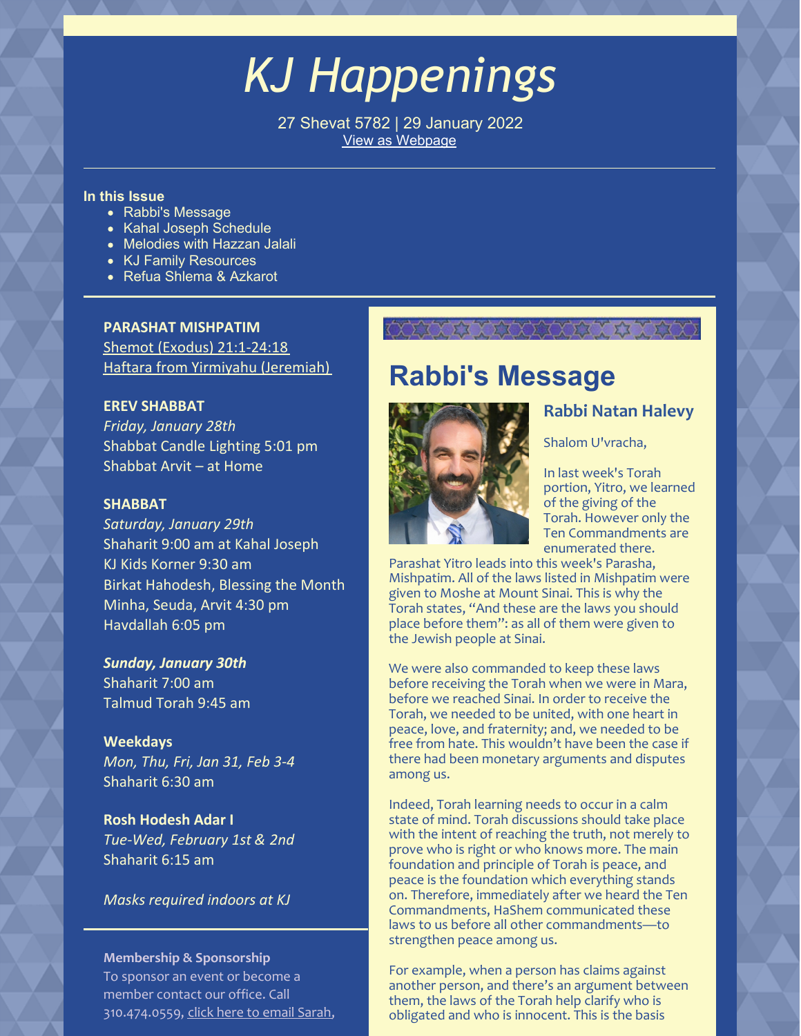# KJ Happenings

27 Shevat 5782 | 29 January 2022
View as Webpage

**In this Issue**

- Rabbi's Message
- Kahal Joseph Schedule
- Melodies with Hazzan Jalali
- KJ Family Resources
- Refua Shlema & Azkarot

**PARASHAT MISHPATIM**
Shemot (Exodus) 21:1-24:18
Haftara from Yirmiyahu (Jeremiah)

**EREV SHABBAT**
*Friday, January 28th*
Shabbat Candle Lighting 5:01 pm
Shabbat Arvit – at Home

**SHABBAT**
*Saturday, January 29th*
Shaharit 9:00 am at Kahal Joseph
KJ Kids Korner 9:30 am
Birkat Hahodesh, Blessing the Month
Minha, Seuda, Arvit 4:30 pm
Havdallah 6:05 pm

***Sunday, January 30th***
Shaharit 7:00 am
Talmud Torah 9:45 am

**Weekdays**
*Mon, Thu, Fri, Jan 31, Feb 3-4*
Shaharit 6:30 am

**Rosh Hodesh Adar I**
*Tue-Wed, February 1st & 2nd*
Shaharit 6:15 am

*Masks required indoors at KJ*

**Membership & Sponsorship**
To sponsor an event or become a member contact our office. Call 310.474.0559, click here to email Sarah,

## Rabbi's Message

### Rabbi Natan Halevy

Shalom U'vracha,

In last week's Torah portion, Yitro, we learned of the giving of the Torah. However only the Ten Commandments are enumerated there. Parashat Yitro leads into this week's Parasha, Mishpatim. All of the laws listed in Mishpatim were given to Moshe at Mount Sinai. This is why the Torah states, "And these are the laws you should place before them": as all of them were given to the Jewish people at Sinai.

We were also commanded to keep these laws before receiving the Torah when we were in Mara, before we reached Sinai. In order to receive the Torah, we needed to be united, with one heart in peace, love, and fraternity; and, we needed to be free from hate. This wouldn't have been the case if there had been monetary arguments and disputes among us.

Indeed, Torah learning needs to occur in a calm state of mind. Torah discussions should take place with the intent of reaching the truth, not merely to prove who is right or who knows more. The main foundation and principle of Torah is peace, and peace is the foundation which everything stands on. Therefore, immediately after we heard the Ten Commandments, HaShem communicated these laws to us before all other commandments—to strengthen peace among us.

For example, when a person has claims against another person, and there's an argument between them, the laws of the Torah help clarify who is obligated and who is innocent. This is the basis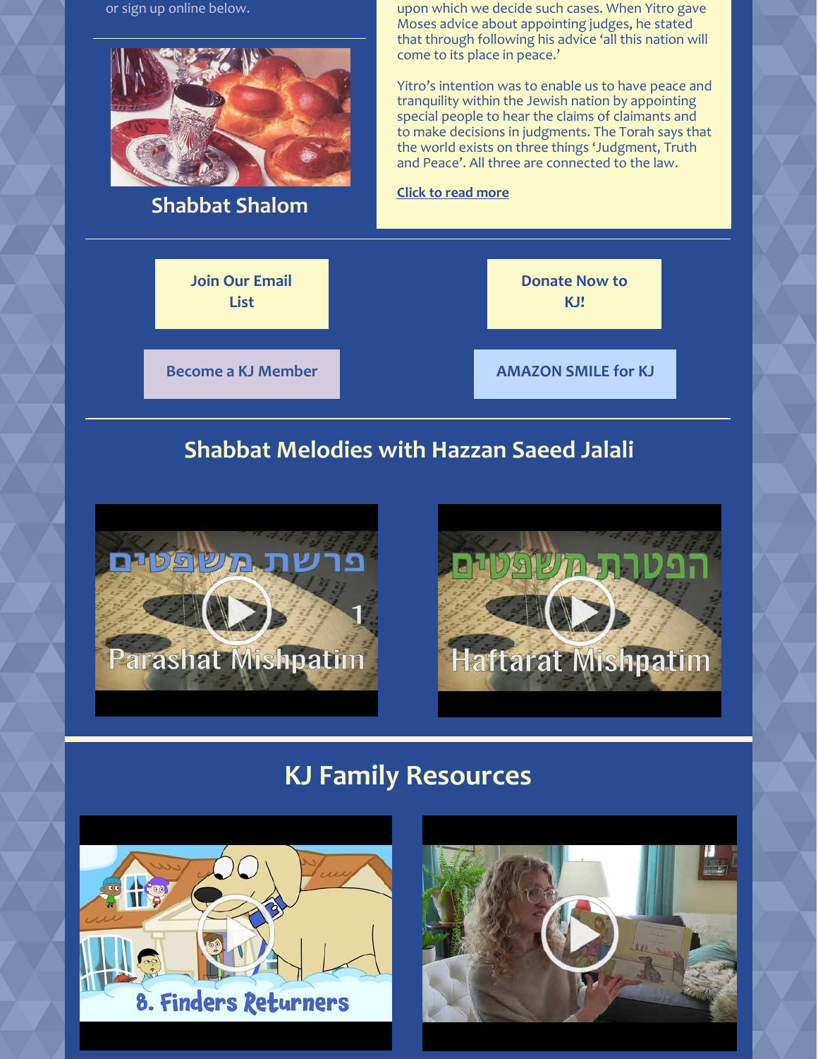or sign up online below.

Shabbat Shalom

upon which we decide such cases. When Yitro gave Moses advice about appointing judges, he stated that through following his advice 'all this nation will come to its place in peace.'

Yitro's intention was to enable us to have peace and tranquility within the Jewish nation by appointing special people to hear the claims of claimants and to make decisions in judgments. The Torah says that the world exists on three things 'Judgment, Truth and Peace'. All three are connected to the law.

Click to read more

Join Our Email List

Donate Now to KJ!

Become a KJ Member

AMAZON SMILE for KJ

## Shabbat Melodies with Hazzan Saeed Jalali

פרשת משפטים
Parashat Mishpatim

הפטרת משפטים
Haftarat Mishpatim

## KJ Family Resources

8. Finders Returners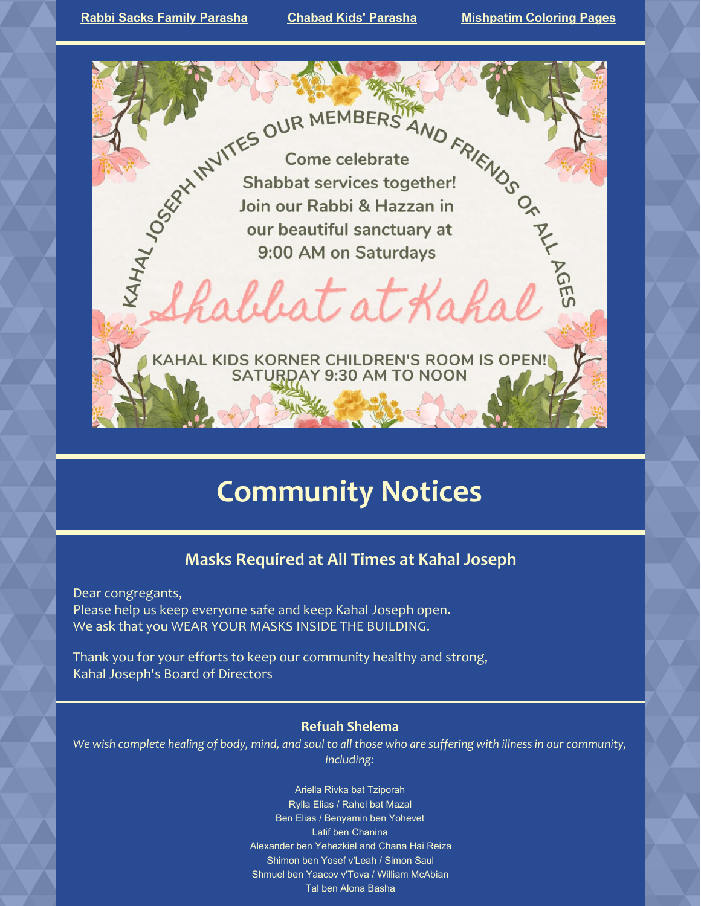**Rabbi Sacks Family Parasha** | **Chabad Kids' Parasha** | **Mishpatim Coloring Pages**

KAHAL JOSEPH INVITES OUR MEMBERS AND FRIENDS OF ALL AGES

Come celebrate
Shabbat services together!
Join our Rabbi & Hazzan in
our beautiful sanctuary at
9:00 AM on Saturdays

Shabbat at Kahal

KAHAL KIDS KORNER CHILDREN'S ROOM IS OPEN!
SATURDAY 9:30 AM TO NOON

# Community Notices

## Masks Required at All Times at Kahal Joseph

Dear congregants,
Please help us keep everyone safe and keep Kahal Joseph open.
We ask that you WEAR YOUR MASKS INSIDE THE BUILDING.

Thank you for your efforts to keep our community healthy and strong,
Kahal Joseph's Board of Directors

### Refuah Shelema

*We wish complete healing of body, mind, and soul to all those who are suffering with illness in our community, including:*

Ariella Rivka bat Tziporah
Rylla Elias / Rahel bat Mazal
Ben Elias / Benyamin ben Yohevet
Latif ben Chanina
Alexander ben Yehezkiel and Chana Hai Reiza
Shimon ben Yosef v'Leah / Simon Saul
Shmuel ben Yaacov v'Tova / William McAbian
Tal ben Alona Basha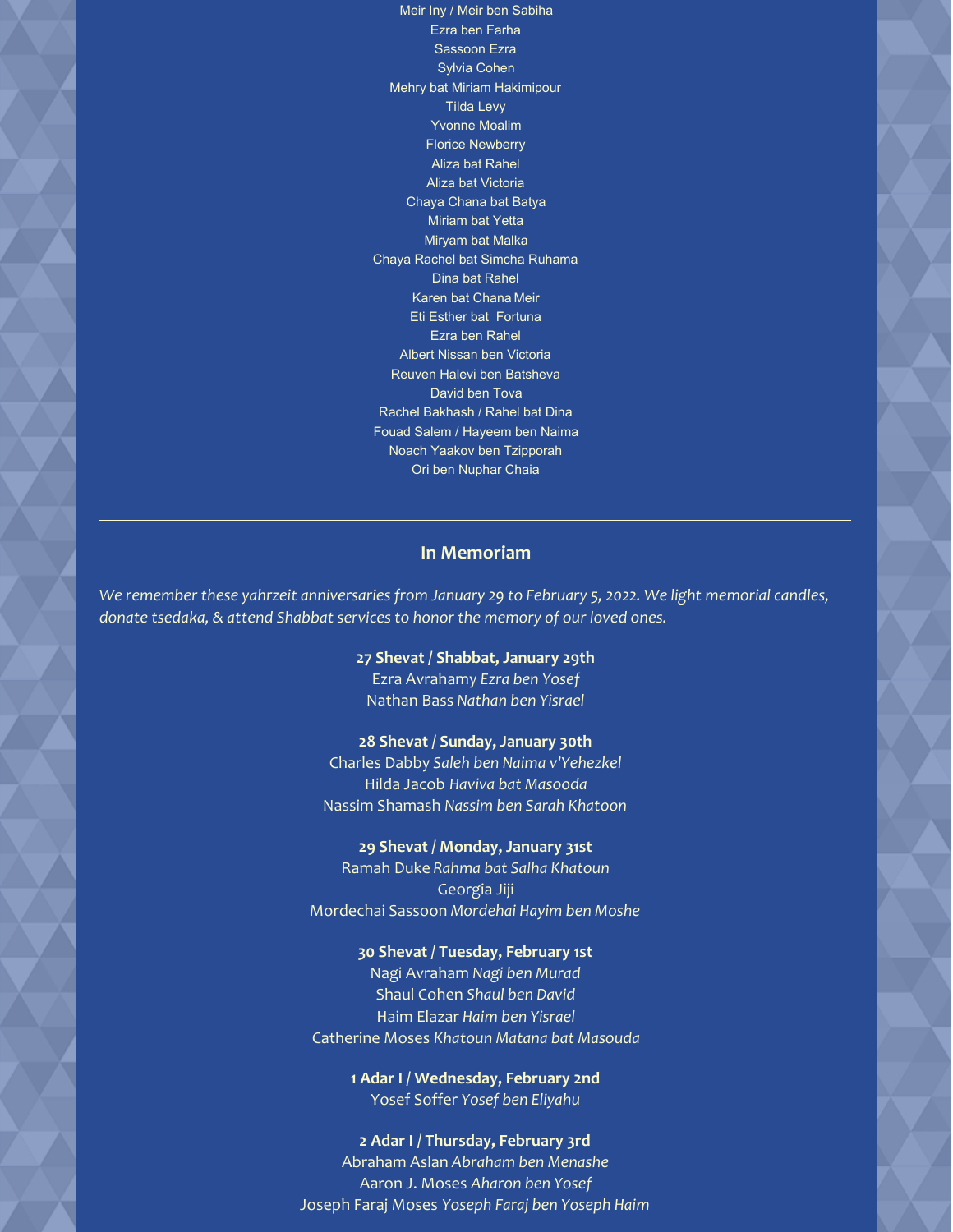Meir Iny / Meir ben Sabiha
Ezra ben Farha
Sassoon Ezra
Sylvia Cohen
Mehry bat Miriam Hakimipour
Tilda Levy
Yvonne Moalim
Florice Newberry
Aliza bat Rahel
Aliza bat Victoria
Chaya Chana bat Batya
Miriam bat Yetta
Miryam bat Malka
Chaya Rachel bat Simcha Ruhama
Dina bat Rahel
Karen bat Chana Meir
Eti Esther bat Fortuna
Ezra ben Rahel
Albert Nissan ben Victoria
Reuven Halevi ben Batsheva
David ben Tova
Rachel Bakhash / Rahel bat Dina
Fouad Salem / Hayeem ben Naima
Noach Yaakov ben Tzipporah
Ori ben Nuphar Chaia

---

## In Memoriam

*We remember these yahrzeit anniversaries from January 29 to February 5, 2022. We light memorial candles, donate tsedaka, & attend Shabbat services to honor the memory of our loved ones.*

**27 Shevat / Shabbat, January 29th**
Ezra Avrahamy *Ezra ben Yosef*
Nathan Bass *Nathan ben Yisrael*

**28 Shevat / Sunday, January 30th**
Charles Dabby *Saleh ben Naima v'Yehezkel*
Hilda Jacob *Haviva bat Masooda*
Nassim Shamash *Nassim ben Sarah Khatoon*

**29 Shevat / Monday, January 31st**
Ramah Duke *Rahma bat Salha Khatoun*
Georgia Jiji
Mordechai Sassoon *Mordehai Hayim ben Moshe*

**30 Shevat / Tuesday, February 1st**
Nagi Avraham *Nagi ben Murad*
Shaul Cohen *Shaul ben David*
Haim Elazar *Haim ben Yisrael*
Catherine Moses *Khatoun Matana bat Masouda*

**1 Adar I / Wednesday, February 2nd**
Yosef Soffer *Yosef ben Eliyahu*

**2 Adar I / Thursday, February 3rd**
Abraham Aslan *Abraham ben Menashe*
Aaron J. Moses *Aharon ben Yosef*
Joseph Faraj Moses *Yoseph Faraj ben Yoseph Haim*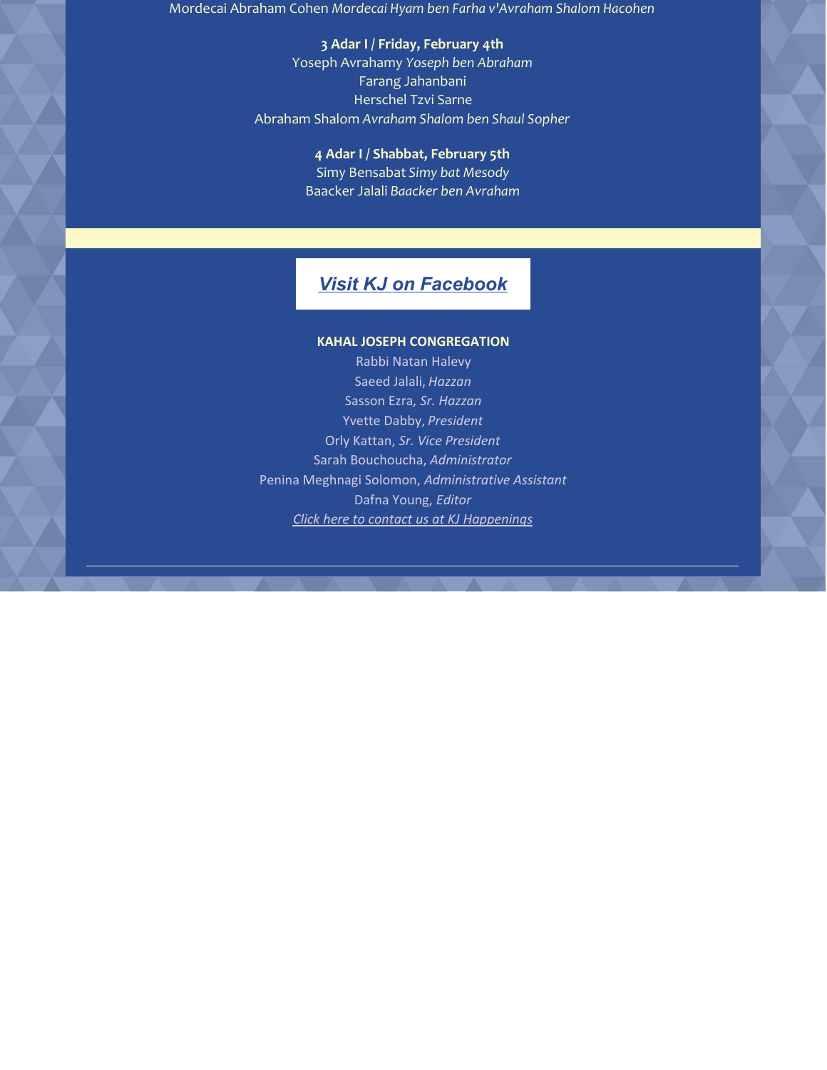Mordecai Abraham Cohen *Mordecai Hyam ben Farha v'Avraham Shalom Hacohen*

**3 Adar I / Friday, February 4th**

Yoseph Avrahamy *Yoseph ben Abraham*
Farang Jahanbani
Herschel Tzvi Sarne
Abraham Shalom *Avraham Shalom ben Shaul Sopher*

**4 Adar I / Shabbat, February 5th**

Simy Bensabat *Simy bat Mesody*
Baacker Jalali *Baacker ben Avraham*

***Visit KJ on Facebook***

**KAHAL JOSEPH CONGREGATION**

Rabbi Natan Halevy
Saeed Jalali, *Hazzan*
Sasson Ezra*, Sr. Hazzan*
Yvette Dabby, *President*
Orly Kattan, *Sr. Vice President*
Sarah Bouchoucha, *Administrator*
Penina Meghnagi Solomon, *Administrative Assistant*
Dafna Young, *Editor*
*Click here to contact us at KJ Happenings*